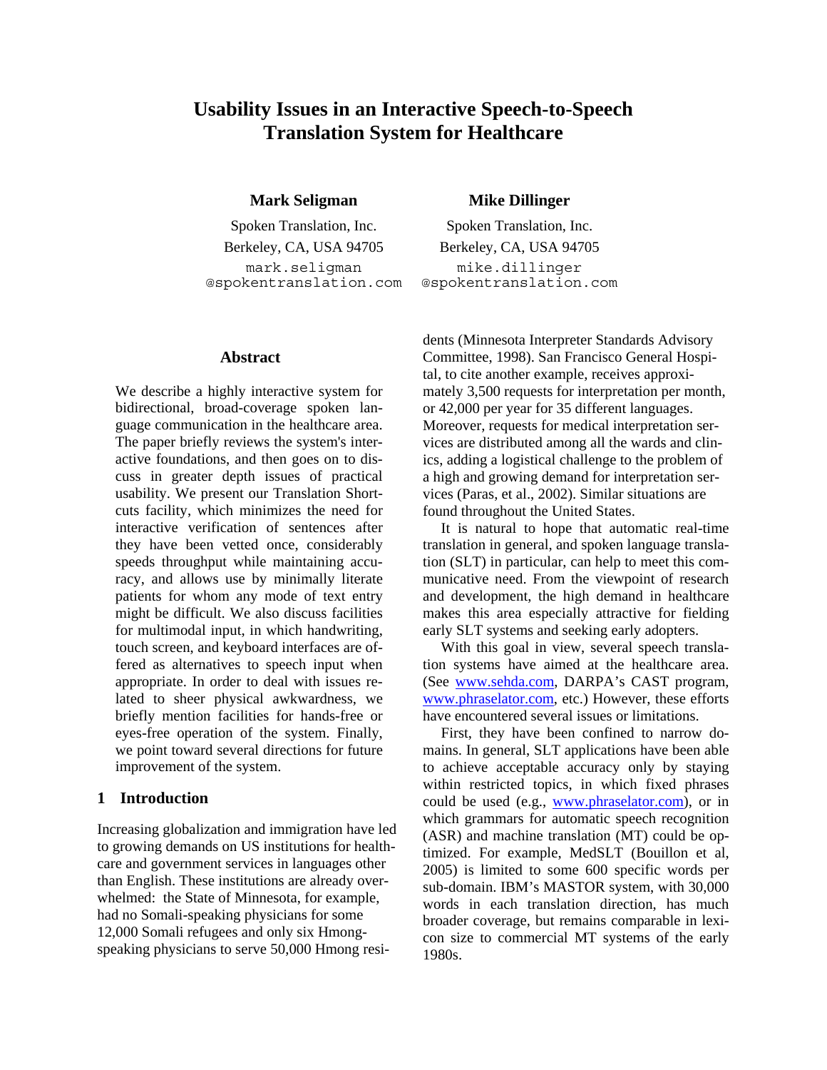# Usability Issues in an Interactive Speech-to-Speech Translation System for Healthcare

**Mark Seligman**
Spoken Translation, Inc.
Berkeley, CA, USA 94705
mark.seligman@spokentranslation.com

**Mike Dillinger**
Spoken Translation, Inc.
Berkeley, CA, USA 94705
mike.dillinger@spokentranslation.com

## Abstract

We describe a highly interactive system for bidirectional, broad-coverage spoken language communication in the healthcare area. The paper briefly reviews the system's interactive foundations, and then goes on to discuss in greater depth issues of practical usability. We present our Translation Shortcuts facility, which minimizes the need for interactive verification of sentences after they have been vetted once, considerably speeds throughput while maintaining accuracy, and allows use by minimally literate patients for whom any mode of text entry might be difficult. We also discuss facilities for multimodal input, in which handwriting, touch screen, and keyboard interfaces are offered as alternatives to speech input when appropriate. In order to deal with issues related to sheer physical awkwardness, we briefly mention facilities for hands-free or eyes-free operation of the system. Finally, we point toward several directions for future improvement of the system.

## 1 Introduction

Increasing globalization and immigration have led to growing demands on US institutions for healthcare and government services in languages other than English. These institutions are already overwhelmed: the State of Minnesota, for example, had no Somali-speaking physicians for some 12,000 Somali refugees and only six Hmong-speaking physicians to serve 50,000 Hmong residents (Minnesota Interpreter Standards Advisory Committee, 1998). San Francisco General Hospital, to cite another example, receives approximately 3,500 requests for interpretation per month, or 42,000 per year for 35 different languages. Moreover, requests for medical interpretation services are distributed among all the wards and clinics, adding a logistical challenge to the problem of a high and growing demand for interpretation services (Paras, et al., 2002). Similar situations are found throughout the United States.

It is natural to hope that automatic real-time translation in general, and spoken language translation (SLT) in particular, can help to meet this communicative need. From the viewpoint of research and development, the high demand in healthcare makes this area especially attractive for fielding early SLT systems and seeking early adopters.

With this goal in view, several speech translation systems have aimed at the healthcare area. (See www.sehda.com, DARPA's CAST program, www.phraselator.com, etc.) However, these efforts have encountered several issues or limitations.

First, they have been confined to narrow domains. In general, SLT applications have been able to achieve acceptable accuracy only by staying within restricted topics, in which fixed phrases could be used (e.g., www.phraselator.com), or in which grammars for automatic speech recognition (ASR) and machine translation (MT) could be optimized. For example, MedSLT (Bouillon et al, 2005) is limited to some 600 specific words per sub-domain. IBM's MASTOR system, with 30,000 words in each translation direction, has much broader coverage, but remains comparable in lexicon size to commercial MT systems of the early 1980s.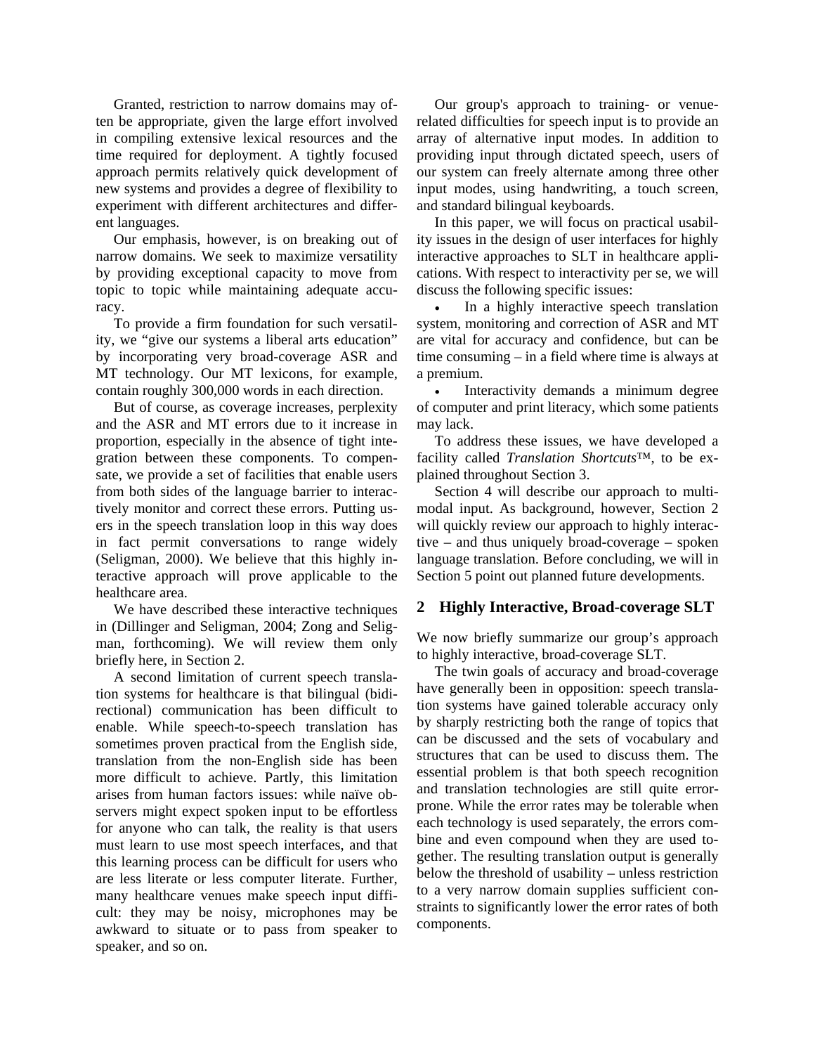Granted, restriction to narrow domains may often be appropriate, given the large effort involved in compiling extensive lexical resources and the time required for deployment. A tightly focused approach permits relatively quick development of new systems and provides a degree of flexibility to experiment with different architectures and different languages.

Our emphasis, however, is on breaking out of narrow domains. We seek to maximize versatility by providing exceptional capacity to move from topic to topic while maintaining adequate accuracy.

To provide a firm foundation for such versatility, we "give our systems a liberal arts education" by incorporating very broad-coverage ASR and MT technology. Our MT lexicons, for example, contain roughly 300,000 words in each direction.

But of course, as coverage increases, perplexity and the ASR and MT errors due to it increase in proportion, especially in the absence of tight integration between these components. To compensate, we provide a set of facilities that enable users from both sides of the language barrier to interactively monitor and correct these errors. Putting users in the speech translation loop in this way does in fact permit conversations to range widely (Seligman, 2000). We believe that this highly interactive approach will prove applicable to the healthcare area.

We have described these interactive techniques in (Dillinger and Seligman, 2004; Zong and Seligman, forthcoming). We will review them only briefly here, in Section 2.

A second limitation of current speech translation systems for healthcare is that bilingual (bidirectional) communication has been difficult to enable. While speech-to-speech translation has sometimes proven practical from the English side, translation from the non-English side has been more difficult to achieve. Partly, this limitation arises from human factors issues: while naïve observers might expect spoken input to be effortless for anyone who can talk, the reality is that users must learn to use most speech interfaces, and that this learning process can be difficult for users who are less literate or less computer literate. Further, many healthcare venues make speech input difficult: they may be noisy, microphones may be awkward to situate or to pass from speaker to speaker, and so on.

Our group's approach to training- or venue-related difficulties for speech input is to provide an array of alternative input modes. In addition to providing input through dictated speech, users of our system can freely alternate among three other input modes, using handwriting, a touch screen, and standard bilingual keyboards.

In this paper, we will focus on practical usability issues in the design of user interfaces for highly interactive approaches to SLT in healthcare applications. With respect to interactivity per se, we will discuss the following specific issues:

- In a highly interactive speech translation system, monitoring and correction of ASR and MT are vital for accuracy and confidence, but can be time consuming – in a field where time is always at a premium.
- Interactivity demands a minimum degree of computer and print literacy, which some patients may lack.

To address these issues, we have developed a facility called *Translation Shortcuts*™, to be explained throughout Section 3.

Section 4 will describe our approach to multimodal input. As background, however, Section 2 will quickly review our approach to highly interactive – and thus uniquely broad-coverage – spoken language translation. Before concluding, we will in Section 5 point out planned future developments.

## 2 Highly Interactive, Broad-coverage SLT

We now briefly summarize our group's approach to highly interactive, broad-coverage SLT.

The twin goals of accuracy and broad-coverage have generally been in opposition: speech translation systems have gained tolerable accuracy only by sharply restricting both the range of topics that can be discussed and the sets of vocabulary and structures that can be used to discuss them. The essential problem is that both speech recognition and translation technologies are still quite error-prone. While the error rates may be tolerable when each technology is used separately, the errors combine and even compound when they are used together. The resulting translation output is generally below the threshold of usability – unless restriction to a very narrow domain supplies sufficient constraints to significantly lower the error rates of both components.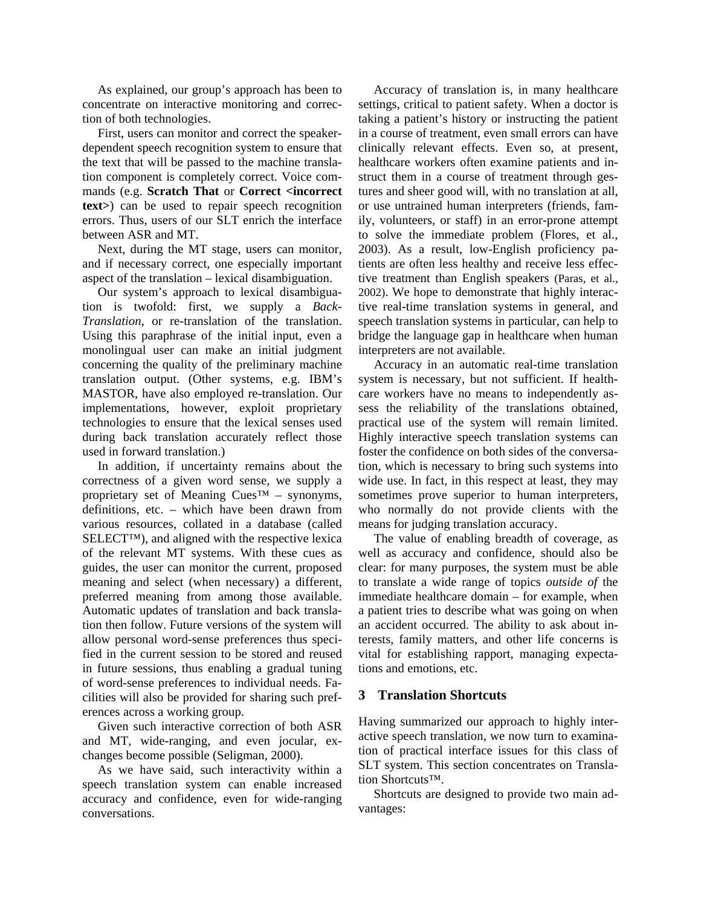As explained, our group's approach has been to concentrate on interactive monitoring and correction of both technologies.

First, users can monitor and correct the speaker-dependent speech recognition system to ensure that the text that will be passed to the machine translation component is completely correct. Voice commands (e.g. **Scratch That** or **Correct <incorrect text>**) can be used to repair speech recognition errors. Thus, users of our SLT enrich the interface between ASR and MT.

Next, during the MT stage, users can monitor, and if necessary correct, one especially important aspect of the translation – lexical disambiguation.

Our system's approach to lexical disambiguation is twofold: first, we supply a *Back-Translation*, or re-translation of the translation. Using this paraphrase of the initial input, even a monolingual user can make an initial judgment concerning the quality of the preliminary machine translation output. (Other systems, e.g. IBM's MASTOR, have also employed re-translation. Our implementations, however, exploit proprietary technologies to ensure that the lexical senses used during back translation accurately reflect those used in forward translation.)

In addition, if uncertainty remains about the correctness of a given word sense, we supply a proprietary set of Meaning Cues™ – synonyms, definitions, etc. – which have been drawn from various resources, collated in a database (called SELECT™), and aligned with the respective lexica of the relevant MT systems. With these cues as guides, the user can monitor the current, proposed meaning and select (when necessary) a different, preferred meaning from among those available. Automatic updates of translation and back translation then follow. Future versions of the system will allow personal word-sense preferences thus specified in the current session to be stored and reused in future sessions, thus enabling a gradual tuning of word-sense preferences to individual needs. Facilities will also be provided for sharing such preferences across a working group.

Given such interactive correction of both ASR and MT, wide-ranging, and even jocular, exchanges become possible (Seligman, 2000).

As we have said, such interactivity within a speech translation system can enable increased accuracy and confidence, even for wide-ranging conversations.

Accuracy of translation is, in many healthcare settings, critical to patient safety. When a doctor is taking a patient's history or instructing the patient in a course of treatment, even small errors can have clinically relevant effects. Even so, at present, healthcare workers often examine patients and instruct them in a course of treatment through gestures and sheer good will, with no translation at all, or use untrained human interpreters (friends, family, volunteers, or staff) in an error-prone attempt to solve the immediate problem (Flores, et al., 2003). As a result, low-English proficiency patients are often less healthy and receive less effective treatment than English speakers (Paras, et al., 2002). We hope to demonstrate that highly interactive real-time translation systems in general, and speech translation systems in particular, can help to bridge the language gap in healthcare when human interpreters are not available.

Accuracy in an automatic real-time translation system is necessary, but not sufficient. If healthcare workers have no means to independently assess the reliability of the translations obtained, practical use of the system will remain limited. Highly interactive speech translation systems can foster the confidence on both sides of the conversation, which is necessary to bring such systems into wide use. In fact, in this respect at least, they may sometimes prove superior to human interpreters, who normally do not provide clients with the means for judging translation accuracy.

The value of enabling breadth of coverage, as well as accuracy and confidence, should also be clear: for many purposes, the system must be able to translate a wide range of topics *outside of* the immediate healthcare domain – for example, when a patient tries to describe what was going on when an accident occurred. The ability to ask about interests, family matters, and other life concerns is vital for establishing rapport, managing expectations and emotions, etc.

## 3 Translation Shortcuts

Having summarized our approach to highly interactive speech translation, we now turn to examination of practical interface issues for this class of SLT system. This section concentrates on Translation Shortcuts™.

Shortcuts are designed to provide two main advantages: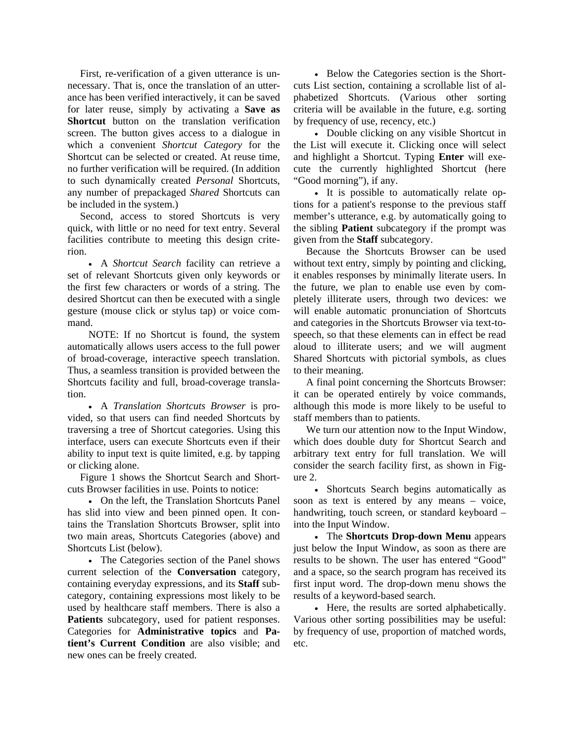First, re-verification of a given utterance is unnecessary. That is, once the translation of an utterance has been verified interactively, it can be saved for later reuse, simply by activating a **Save as Shortcut** button on the translation verification screen. The button gives access to a dialogue in which a convenient *Shortcut Category* for the Shortcut can be selected or created. At reuse time, no further verification will be required. (In addition to such dynamically created *Personal* Shortcuts, any number of prepackaged *Shared* Shortcuts can be included in the system.)

Second, access to stored Shortcuts is very quick, with little or no need for text entry. Several facilities contribute to meeting this design criterion.

- A *Shortcut Search* facility can retrieve a set of relevant Shortcuts given only keywords or the first few characters or words of a string. The desired Shortcut can then be executed with a single gesture (mouse click or stylus tap) or voice command.

  NOTE: If no Shortcut is found, the system automatically allows users access to the full power of broad-coverage, interactive speech translation. Thus, a seamless transition is provided between the Shortcuts facility and full, broad-coverage translation.

- A *Translation Shortcuts Browser* is provided, so that users can find needed Shortcuts by traversing a tree of Shortcut categories. Using this interface, users can execute Shortcuts even if their ability to input text is quite limited, e.g. by tapping or clicking alone.

Figure 1 shows the Shortcut Search and Shortcuts Browser facilities in use. Points to notice:

- On the left, the Translation Shortcuts Panel has slid into view and been pinned open. It contains the Translation Shortcuts Browser, split into two main areas, Shortcuts Categories (above) and Shortcuts List (below).
- The Categories section of the Panel shows current selection of the **Conversation** category, containing everyday expressions, and its **Staff** subcategory, containing expressions most likely to be used by healthcare staff members. There is also a **Patients** subcategory, used for patient responses. Categories for **Administrative topics** and **Patient's Current Condition** are also visible; and new ones can be freely created.
- Below the Categories section is the Shortcuts List section, containing a scrollable list of alphabetized Shortcuts. (Various other sorting criteria will be available in the future, e.g. sorting by frequency of use, recency, etc.)
- Double clicking on any visible Shortcut in the List will execute it. Clicking once will select and highlight a Shortcut. Typing **Enter** will execute the currently highlighted Shortcut (here "Good morning"), if any.
- It is possible to automatically relate options for a patient's response to the previous staff member's utterance, e.g. by automatically going to the sibling **Patient** subcategory if the prompt was given from the **Staff** subcategory.

Because the Shortcuts Browser can be used without text entry, simply by pointing and clicking, it enables responses by minimally literate users. In the future, we plan to enable use even by completely illiterate users, through two devices: we will enable automatic pronunciation of Shortcuts and categories in the Shortcuts Browser via text-to-speech, so that these elements can in effect be read aloud to illiterate users; and we will augment Shared Shortcuts with pictorial symbols, as clues to their meaning.

A final point concerning the Shortcuts Browser: it can be operated entirely by voice commands, although this mode is more likely to be useful to staff members than to patients.

We turn our attention now to the Input Window, which does double duty for Shortcut Search and arbitrary text entry for full translation. We will consider the search facility first, as shown in Figure 2.

- Shortcuts Search begins automatically as soon as text is entered by any means – voice, handwriting, touch screen, or standard keyboard – into the Input Window.
- The **Shortcuts Drop-down Menu** appears just below the Input Window, as soon as there are results to be shown. The user has entered "Good" and a space, so the search program has received its first input word. The drop-down menu shows the results of a keyword-based search.
- Here, the results are sorted alphabetically. Various other sorting possibilities may be useful: by frequency of use, proportion of matched words, etc.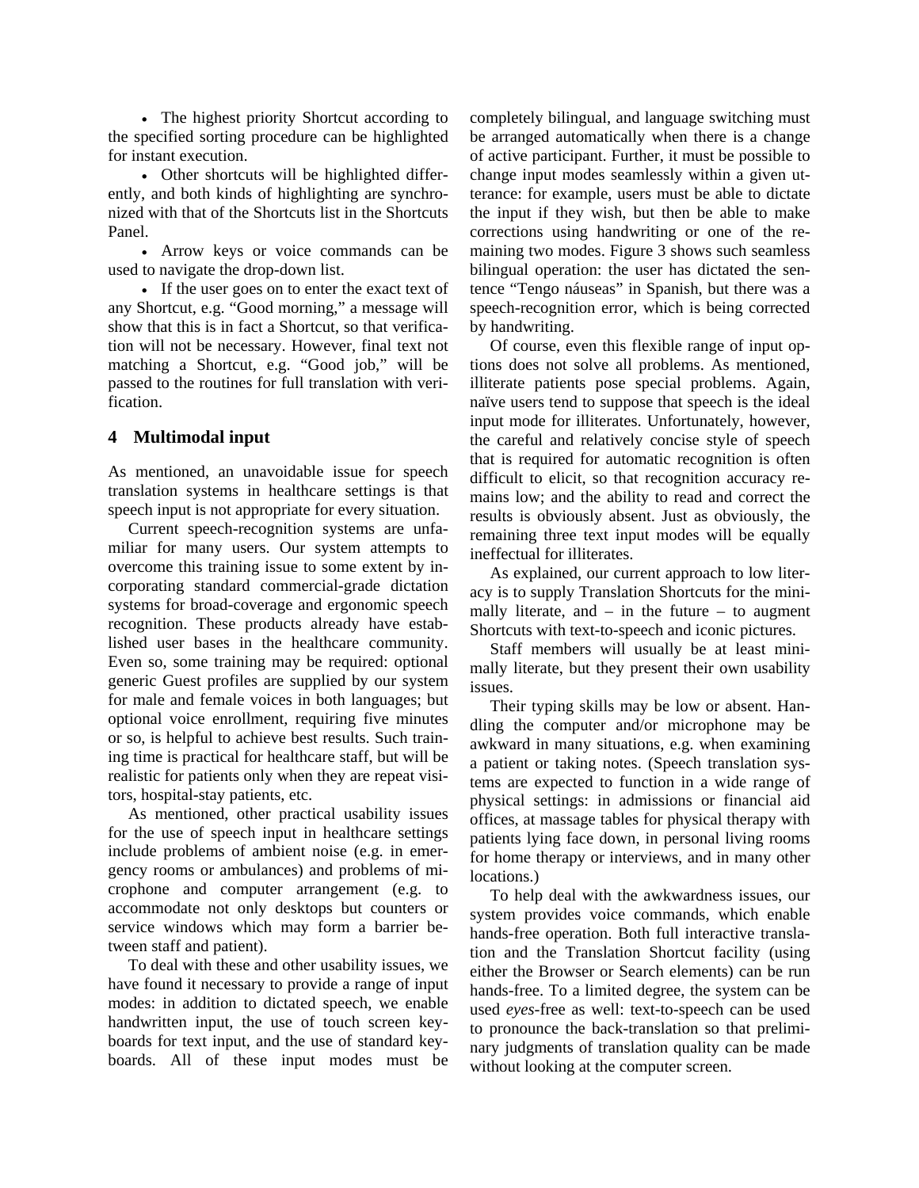- The highest priority Shortcut according to the specified sorting procedure can be highlighted for instant execution.
- Other shortcuts will be highlighted differently, and both kinds of highlighting are synchronized with that of the Shortcuts list in the Shortcuts Panel.
- Arrow keys or voice commands can be used to navigate the drop-down list.
- If the user goes on to enter the exact text of any Shortcut, e.g. "Good morning," a message will show that this is in fact a Shortcut, so that verification will not be necessary. However, final text not matching a Shortcut, e.g. "Good job," will be passed to the routines for full translation with verification.

## 4 Multimodal input

As mentioned, an unavoidable issue for speech translation systems in healthcare settings is that speech input is not appropriate for every situation.

Current speech-recognition systems are unfamiliar for many users. Our system attempts to overcome this training issue to some extent by incorporating standard commercial-grade dictation systems for broad-coverage and ergonomic speech recognition. These products already have established user bases in the healthcare community. Even so, some training may be required: optional generic Guest profiles are supplied by our system for male and female voices in both languages; but optional voice enrollment, requiring five minutes or so, is helpful to achieve best results. Such training time is practical for healthcare staff, but will be realistic for patients only when they are repeat visitors, hospital-stay patients, etc.

As mentioned, other practical usability issues for the use of speech input in healthcare settings include problems of ambient noise (e.g. in emergency rooms or ambulances) and problems of microphone and computer arrangement (e.g. to accommodate not only desktops but counters or service windows which may form a barrier between staff and patient).

To deal with these and other usability issues, we have found it necessary to provide a range of input modes: in addition to dictated speech, we enable handwritten input, the use of touch screen keyboards for text input, and the use of standard keyboards. All of these input modes must be completely bilingual, and language switching must be arranged automatically when there is a change of active participant. Further, it must be possible to change input modes seamlessly within a given utterance: for example, users must be able to dictate the input if they wish, but then be able to make corrections using handwriting or one of the remaining two modes. Figure 3 shows such seamless bilingual operation: the user has dictated the sentence "Tengo náuseas" in Spanish, but there was a speech-recognition error, which is being corrected by handwriting.

Of course, even this flexible range of input options does not solve all problems. As mentioned, illiterate patients pose special problems. Again, naïve users tend to suppose that speech is the ideal input mode for illiterates. Unfortunately, however, the careful and relatively concise style of speech that is required for automatic recognition is often difficult to elicit, so that recognition accuracy remains low; and the ability to read and correct the results is obviously absent. Just as obviously, the remaining three text input modes will be equally ineffectual for illiterates.

As explained, our current approach to low literacy is to supply Translation Shortcuts for the minimally literate, and – in the future – to augment Shortcuts with text-to-speech and iconic pictures.

Staff members will usually be at least minimally literate, but they present their own usability issues.

Their typing skills may be low or absent. Handling the computer and/or microphone may be awkward in many situations, e.g. when examining a patient or taking notes. (Speech translation systems are expected to function in a wide range of physical settings: in admissions or financial aid offices, at massage tables for physical therapy with patients lying face down, in personal living rooms for home therapy or interviews, and in many other locations.)

To help deal with the awkwardness issues, our system provides voice commands, which enable hands-free operation. Both full interactive translation and the Translation Shortcut facility (using either the Browser or Search elements) can be run hands-free. To a limited degree, the system can be used *eyes*-free as well: text-to-speech can be used to pronounce the back-translation so that preliminary judgments of translation quality can be made without looking at the computer screen.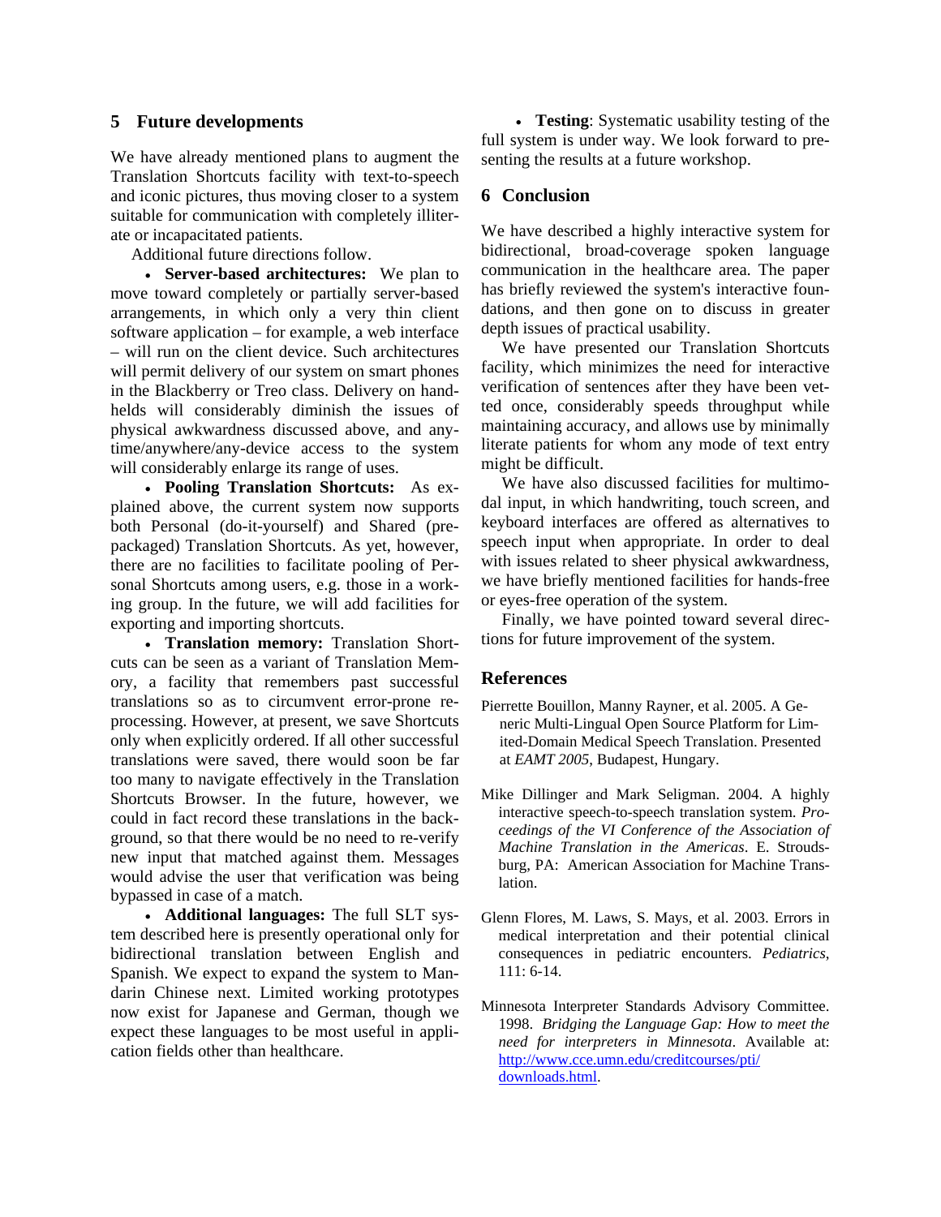## 5 Future developments

We have already mentioned plans to augment the Translation Shortcuts facility with text-to-speech and iconic pictures, thus moving closer to a system suitable for communication with completely illiterate or incapacitated patients.

Additional future directions follow.

- **Server-based architectures:** We plan to move toward completely or partially server-based arrangements, in which only a very thin client software application – for example, a web interface – will run on the client device. Such architectures will permit delivery of our system on smart phones in the Blackberry or Treo class. Delivery on handhelds will considerably diminish the issues of physical awkwardness discussed above, and anytime/anywhere/any-device access to the system will considerably enlarge its range of uses.
- **Pooling Translation Shortcuts:** As explained above, the current system now supports both Personal (do-it-yourself) and Shared (prepackaged) Translation Shortcuts. As yet, however, there are no facilities to facilitate pooling of Personal Shortcuts among users, e.g. those in a working group. In the future, we will add facilities for exporting and importing shortcuts.
- **Translation memory:** Translation Shortcuts can be seen as a variant of Translation Memory, a facility that remembers past successful translations so as to circumvent error-prone reprocessing. However, at present, we save Shortcuts only when explicitly ordered. If all other successful translations were saved, there would soon be far too many to navigate effectively in the Translation Shortcuts Browser. In the future, however, we could in fact record these translations in the background, so that there would be no need to re-verify new input that matched against them. Messages would advise the user that verification was being bypassed in case of a match.
- **Additional languages:** The full SLT system described here is presently operational only for bidirectional translation between English and Spanish. We expect to expand the system to Mandarin Chinese next. Limited working prototypes now exist for Japanese and German, though we expect these languages to be most useful in application fields other than healthcare.
- **Testing**: Systematic usability testing of the full system is under way. We look forward to presenting the results at a future workshop.

## 6 Conclusion

We have described a highly interactive system for bidirectional, broad-coverage spoken language communication in the healthcare area. The paper has briefly reviewed the system's interactive foundations, and then gone on to discuss in greater depth issues of practical usability.

We have presented our Translation Shortcuts facility, which minimizes the need for interactive verification of sentences after they have been vetted once, considerably speeds throughput while maintaining accuracy, and allows use by minimally literate patients for whom any mode of text entry might be difficult.

We have also discussed facilities for multimodal input, in which handwriting, touch screen, and keyboard interfaces are offered as alternatives to speech input when appropriate. In order to deal with issues related to sheer physical awkwardness, we have briefly mentioned facilities for hands-free or eyes-free operation of the system.

Finally, we have pointed toward several directions for future improvement of the system.

## References

Pierrette Bouillon, Manny Rayner, et al. 2005. A Generic Multi-Lingual Open Source Platform for Limited-Domain Medical Speech Translation. Presented at *EAMT 2005*, Budapest, Hungary.

Mike Dillinger and Mark Seligman. 2004. A highly interactive speech-to-speech translation system. *Proceedings of the VI Conference of the Association of Machine Translation in the Americas*. E. Stroudsburg, PA: American Association for Machine Translation.

Glenn Flores, M. Laws, S. Mays, et al. 2003. Errors in medical interpretation and their potential clinical consequences in pediatric encounters. *Pediatrics*, 111: 6-14.

Minnesota Interpreter Standards Advisory Committee. 1998. *Bridging the Language Gap: How to meet the need for interpreters in Minnesota*. Available at: http://www.cce.umn.edu/creditcourses/pti/downloads.html.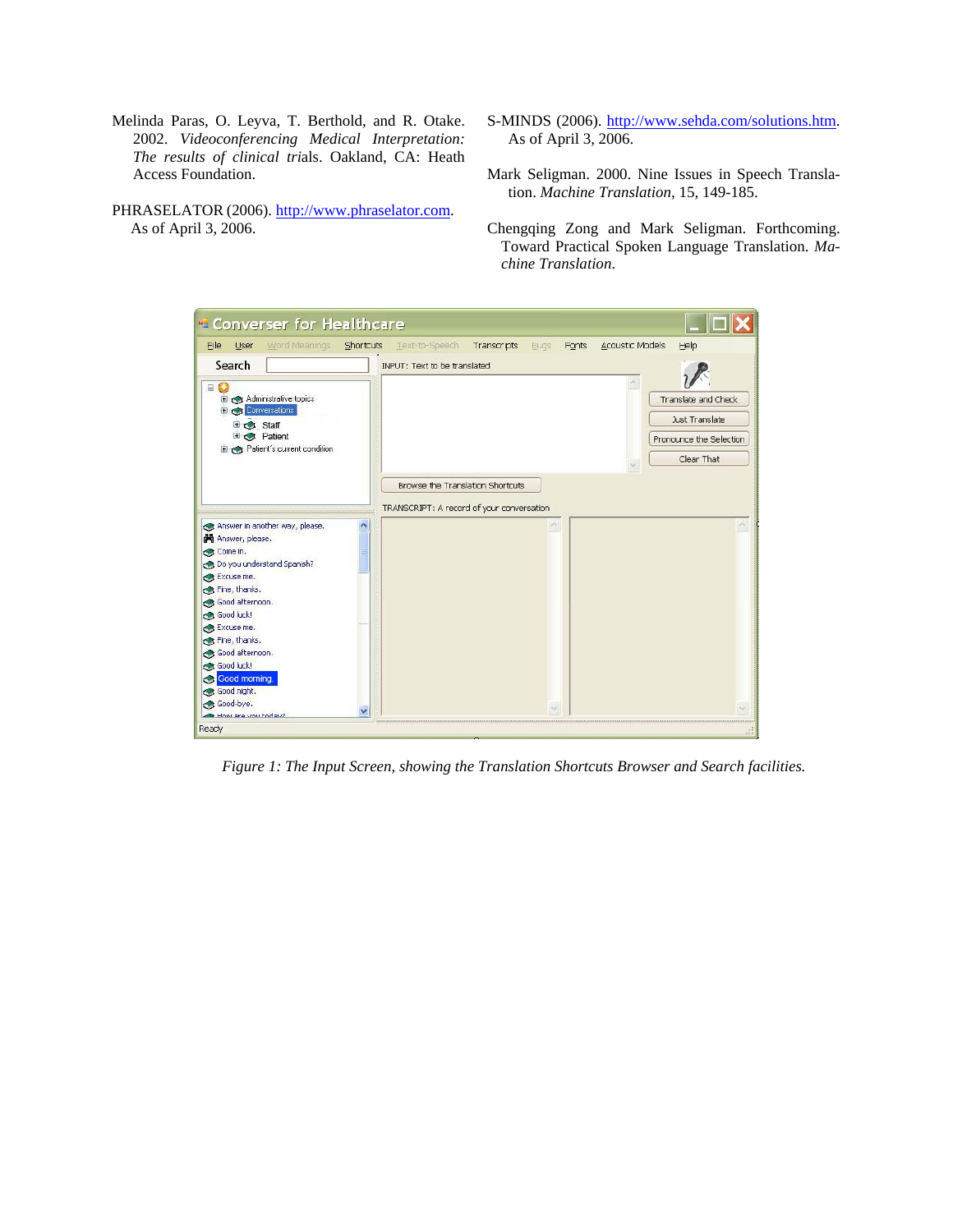Melinda Paras, O. Leyva, T. Berthold, and R. Otake. 2002. *Videoconferencing Medical Interpretation: The results of clinical tri*als. Oakland, CA: Heath Access Foundation.

PHRASELATOR (2006). http://www.phraselator.com. As of April 3, 2006.

S-MINDS (2006). http://www.sehda.com/solutions.htm. As of April 3, 2006.

Mark Seligman. 2000. Nine Issues in Speech Translation. *Machine Translation,* 15, 149-185.

Chengqing Zong and Mark Seligman. Forthcoming. Toward Practical Spoken Language Translation. *Machine Translation.*

*Figure 1: The Input Screen, showing the Translation Shortcuts Browser and Search facilities.*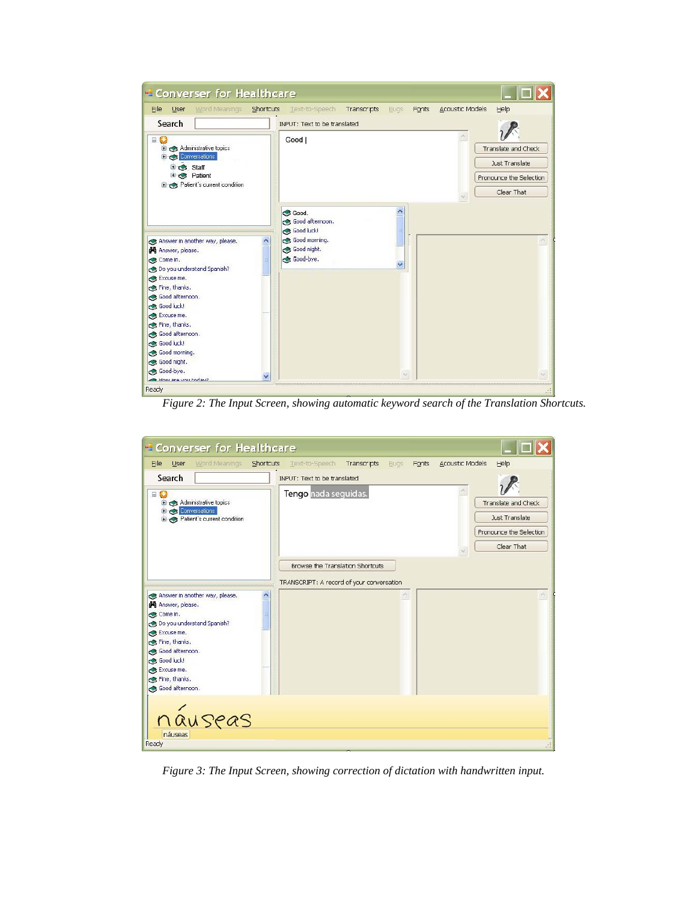Figure 2: The Input Screen, showing automatic keyword search of the Translation Shortcuts.

Figure 3: The Input Screen, showing correction of dictation with handwritten input.